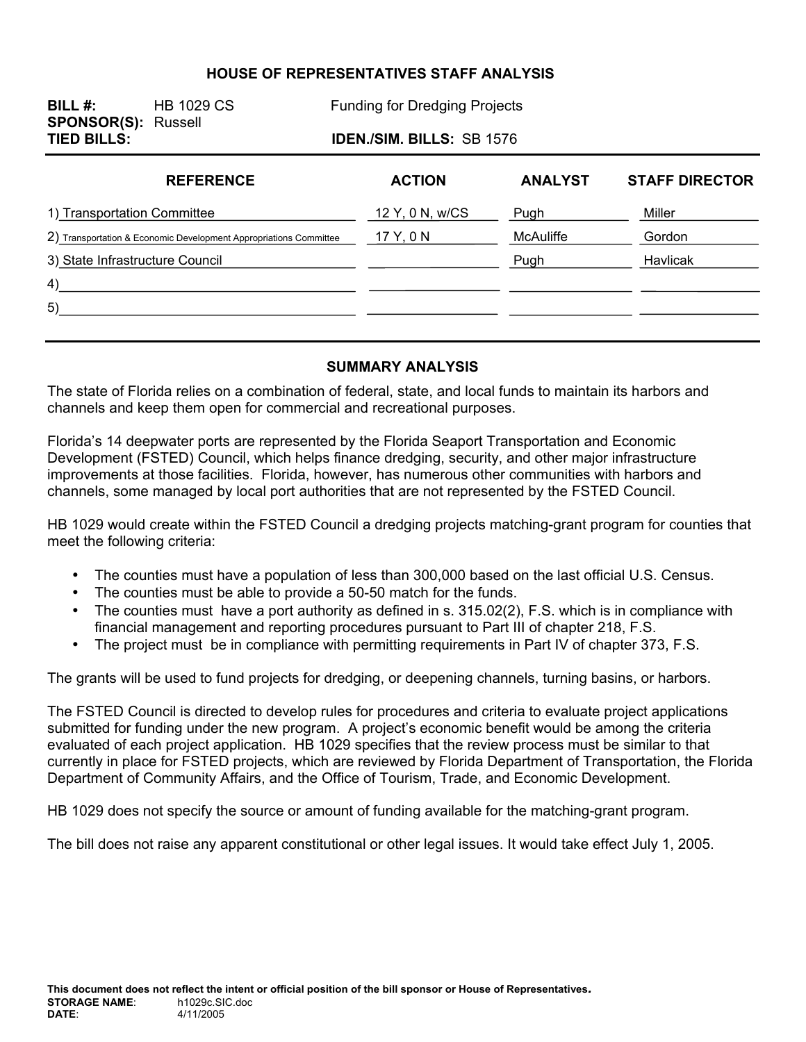# HOUSE OF REPRESENTATIVES STAFF ANALYSIS

**BILL #:** HB 1029 CS — Funding for Dredging Projects
**SPONSOR(S):** Russell
**TIED BILLS:** — **IDEN./SIM. BILLS:** SB 1576

| REFERENCE | ACTION | ANALYST | STAFF DIRECTOR |
|---|---|---|---|
| 1) Transportation Committee | 12 Y, 0 N, w/CS | Pugh | Miller |
| 2) Transportation & Economic Development Appropriations Committee | 17 Y, 0 N | McAuliffe | Gordon |
| 3) State Infrastructure Council | | Pugh | Havlicak |
| 4) | | | |
| 5) | | | |

## SUMMARY ANALYSIS

The state of Florida relies on a combination of federal, state, and local funds to maintain its harbors and channels and keep them open for commercial and recreational purposes.

Florida's 14 deepwater ports are represented by the Florida Seaport Transportation and Economic Development (FSTED) Council, which helps finance dredging, security, and other major infrastructure improvements at those facilities. Florida, however, has numerous other communities with harbors and channels, some managed by local port authorities that are not represented by the FSTED Council.

HB 1029 would create within the FSTED Council a dredging projects matching-grant program for counties that meet the following criteria:

- The counties must have a population of less than 300,000 based on the last official U.S. Census.
- The counties must be able to provide a 50-50 match for the funds.
- The counties must have a port authority as defined in s. 315.02(2), F.S. which is in compliance with financial management and reporting procedures pursuant to Part III of chapter 218, F.S.
- The project must be in compliance with permitting requirements in Part IV of chapter 373, F.S.

The grants will be used to fund projects for dredging, or deepening channels, turning basins, or harbors.

The FSTED Council is directed to develop rules for procedures and criteria to evaluate project applications submitted for funding under the new program. A project's economic benefit would be among the criteria evaluated of each project application. HB 1029 specifies that the review process must be similar to that currently in place for FSTED projects, which are reviewed by Florida Department of Transportation, the Florida Department of Community Affairs, and the Office of Tourism, Trade, and Economic Development.

HB 1029 does not specify the source or amount of funding available for the matching-grant program.

The bill does not raise any apparent constitutional or other legal issues. It would take effect July 1, 2005.

**This document does not reflect the intent or official position of the bill sponsor or House of Representatives.**
**STORAGE NAME:** h1029c.SIC.doc
**DATE:** 4/11/2005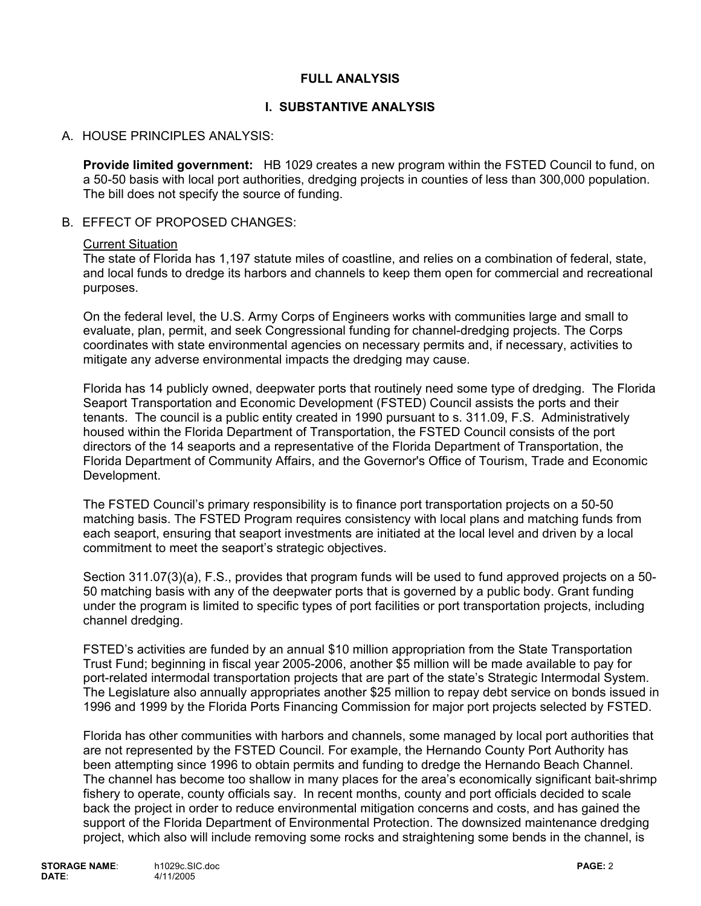## FULL ANALYSIS

## I. SUBSTANTIVE ANALYSIS

### A. HOUSE PRINCIPLES ANALYSIS:

**Provide limited government:** HB 1029 creates a new program within the FSTED Council to fund, on a 50-50 basis with local port authorities, dredging projects in counties of less than 300,000 population. The bill does not specify the source of funding.

### B. EFFECT OF PROPOSED CHANGES:

Current Situation

The state of Florida has 1,197 statute miles of coastline, and relies on a combination of federal, state, and local funds to dredge its harbors and channels to keep them open for commercial and recreational purposes.

On the federal level, the U.S. Army Corps of Engineers works with communities large and small to evaluate, plan, permit, and seek Congressional funding for channel-dredging projects. The Corps coordinates with state environmental agencies on necessary permits and, if necessary, activities to mitigate any adverse environmental impacts the dredging may cause.

Florida has 14 publicly owned, deepwater ports that routinely need some type of dredging. The Florida Seaport Transportation and Economic Development (FSTED) Council assists the ports and their tenants. The council is a public entity created in 1990 pursuant to s. 311.09, F.S. Administratively housed within the Florida Department of Transportation, the FSTED Council consists of the port directors of the 14 seaports and a representative of the Florida Department of Transportation, the Florida Department of Community Affairs, and the Governor's Office of Tourism, Trade and Economic Development.

The FSTED Council's primary responsibility is to finance port transportation projects on a 50-50 matching basis. The FSTED Program requires consistency with local plans and matching funds from each seaport, ensuring that seaport investments are initiated at the local level and driven by a local commitment to meet the seaport's strategic objectives.

Section 311.07(3)(a), F.S., provides that program funds will be used to fund approved projects on a 50-50 matching basis with any of the deepwater ports that is governed by a public body. Grant funding under the program is limited to specific types of port facilities or port transportation projects, including channel dredging.

FSTED's activities are funded by an annual $10 million appropriation from the State Transportation Trust Fund; beginning in fiscal year 2005-2006, another $5 million will be made available to pay for port-related intermodal transportation projects that are part of the state's Strategic Intermodal System. The Legislature also annually appropriates another $25 million to repay debt service on bonds issued in 1996 and 1999 by the Florida Ports Financing Commission for major port projects selected by FSTED.

Florida has other communities with harbors and channels, some managed by local port authorities that are not represented by the FSTED Council. For example, the Hernando County Port Authority has been attempting since 1996 to obtain permits and funding to dredge the Hernando Beach Channel. The channel has become too shallow in many places for the area's economically significant bait-shrimp fishery to operate, county officials say. In recent months, county and port officials decided to scale back the project in order to reduce environmental mitigation concerns and costs, and has gained the support of the Florida Department of Environmental Protection. The downsized maintenance dredging project, which also will include removing some rocks and straightening some bends in the channel, is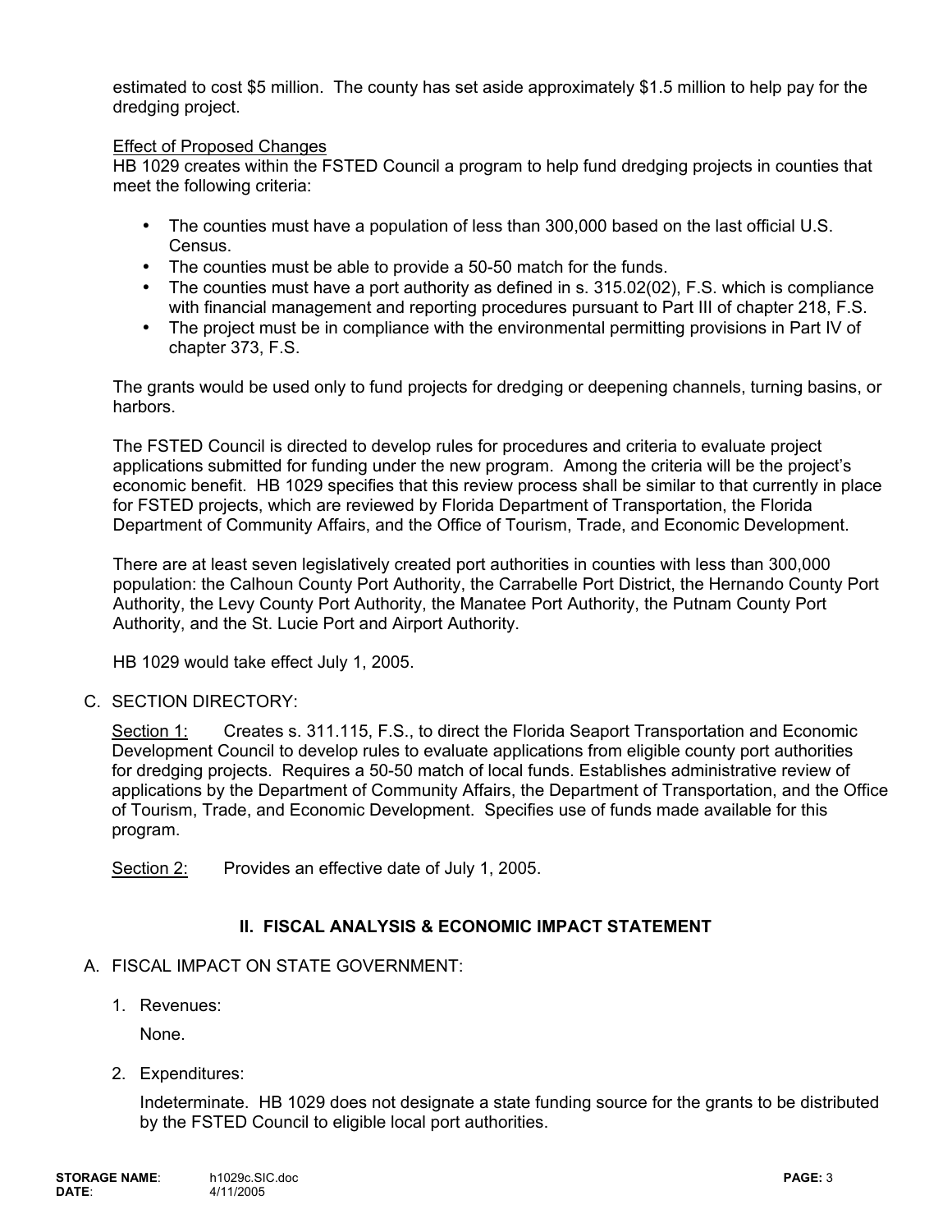estimated to cost $5 million. The county has set aside approximately $1.5 million to help pay for the dredging project.

Effect of Proposed Changes

HB 1029 creates within the FSTED Council a program to help fund dredging projects in counties that meet the following criteria:

- The counties must have a population of less than 300,000 based on the last official U.S. Census.
- The counties must be able to provide a 50-50 match for the funds.
- The counties must have a port authority as defined in s. 315.02(02), F.S. which is compliance with financial management and reporting procedures pursuant to Part III of chapter 218, F.S.
- The project must be in compliance with the environmental permitting provisions in Part IV of chapter 373, F.S.

The grants would be used only to fund projects for dredging or deepening channels, turning basins, or harbors.

The FSTED Council is directed to develop rules for procedures and criteria to evaluate project applications submitted for funding under the new program. Among the criteria will be the project's economic benefit. HB 1029 specifies that this review process shall be similar to that currently in place for FSTED projects, which are reviewed by Florida Department of Transportation, the Florida Department of Community Affairs, and the Office of Tourism, Trade, and Economic Development.

There are at least seven legislatively created port authorities in counties with less than 300,000 population: the Calhoun County Port Authority, the Carrabelle Port District, the Hernando County Port Authority, the Levy County Port Authority, the Manatee Port Authority, the Putnam County Port Authority, and the St. Lucie Port and Airport Authority.

HB 1029 would take effect July 1, 2005.

C. SECTION DIRECTORY:

Section 1: Creates s. 311.115, F.S., to direct the Florida Seaport Transportation and Economic Development Council to develop rules to evaluate applications from eligible county port authorities for dredging projects. Requires a 50-50 match of local funds. Establishes administrative review of applications by the Department of Community Affairs, the Department of Transportation, and the Office of Tourism, Trade, and Economic Development. Specifies use of funds made available for this program.

Section 2: Provides an effective date of July 1, 2005.

## II. FISCAL ANALYSIS & ECONOMIC IMPACT STATEMENT

A. FISCAL IMPACT ON STATE GOVERNMENT:

1. Revenues:

   None.

2. Expenditures:

   Indeterminate. HB 1029 does not designate a state funding source for the grants to be distributed by the FSTED Council to eligible local port authorities.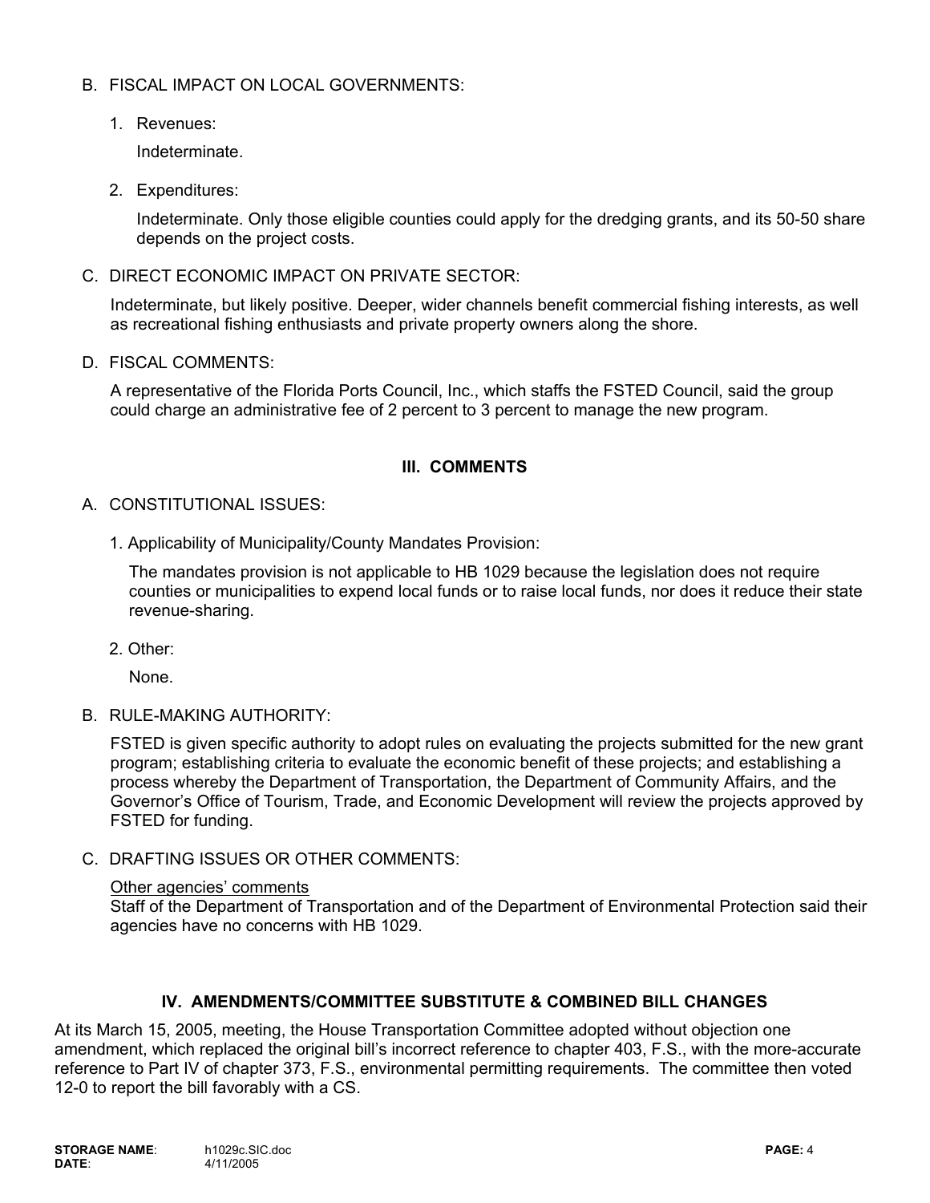B. FISCAL IMPACT ON LOCAL GOVERNMENTS:

1. Revenues:

   Indeterminate.

2. Expenditures:

   Indeterminate. Only those eligible counties could apply for the dredging grants, and its 50-50 share depends on the project costs.

C. DIRECT ECONOMIC IMPACT ON PRIVATE SECTOR:

Indeterminate, but likely positive. Deeper, wider channels benefit commercial fishing interests, as well as recreational fishing enthusiasts and private property owners along the shore.

D. FISCAL COMMENTS:

A representative of the Florida Ports Council, Inc., which staffs the FSTED Council, said the group could charge an administrative fee of 2 percent to 3 percent to manage the new program.

## III. COMMENTS

A. CONSTITUTIONAL ISSUES:

1. Applicability of Municipality/County Mandates Provision:

   The mandates provision is not applicable to HB 1029 because the legislation does not require counties or municipalities to expend local funds or to raise local funds, nor does it reduce their state revenue-sharing.

2. Other:

   None.

B. RULE-MAKING AUTHORITY:

FSTED is given specific authority to adopt rules on evaluating the projects submitted for the new grant program; establishing criteria to evaluate the economic benefit of these projects; and establishing a process whereby the Department of Transportation, the Department of Community Affairs, and the Governor's Office of Tourism, Trade, and Economic Development will review the projects approved by FSTED for funding.

C. DRAFTING ISSUES OR OTHER COMMENTS:

Other agencies' comments

Staff of the Department of Transportation and of the Department of Environmental Protection said their agencies have no concerns with HB 1029.

## IV. AMENDMENTS/COMMITTEE SUBSTITUTE & COMBINED BILL CHANGES

At its March 15, 2005, meeting, the House Transportation Committee adopted without objection one amendment, which replaced the original bill's incorrect reference to chapter 403, F.S., with the more-accurate reference to Part IV of chapter 373, F.S., environmental permitting requirements. The committee then voted 12-0 to report the bill favorably with a CS.